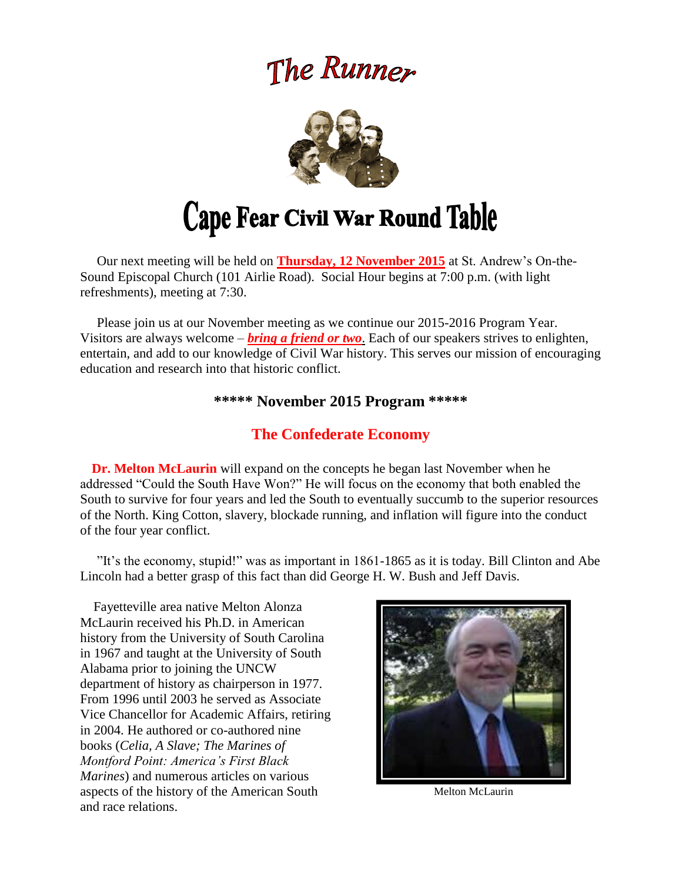# The Runner

# Cape Fear Civil War Round Table

Our next meeting will be held on **Thursday, 12 November 2015** at St. Andrew's On-the-Sound Episcopal Church (101 Airlie Road). Social Hour begins at 7:00 p.m. (with light refreshments), meeting at 7:30.

Please join us at our November meeting as we continue our 2015-2016 Program Year. Visitors are always welcome – ***bring a friend or two***. Each of our speakers strives to enlighten, entertain, and add to our knowledge of Civil War history. This serves our mission of encouraging education and research into that historic conflict.

## ***** November 2015 Program *****

## The Confederate Economy

**Dr. Melton McLaurin** will expand on the concepts he began last November when he addressed "Could the South Have Won?" He will focus on the economy that both enabled the South to survive for four years and led the South to eventually succumb to the superior resources of the North. King Cotton, slavery, blockade running, and inflation will figure into the conduct of the four year conflict.

"It's the economy, stupid!" was as important in 1861-1865 as it is today. Bill Clinton and Abe Lincoln had a better grasp of this fact than did George H. W. Bush and Jeff Davis.

Fayetteville area native Melton Alonza McLaurin received his Ph.D. in American history from the University of South Carolina in 1967 and taught at the University of South Alabama prior to joining the UNCW department of history as chairperson in 1977. From 1996 until 2003 he served as Associate Vice Chancellor for Academic Affairs, retiring in 2004. He authored or co-authored nine books (*Celia, A Slave; The Marines of Montford Point: America's First Black Marines*) and numerous articles on various aspects of the history of the American South and race relations.

Melton McLaurin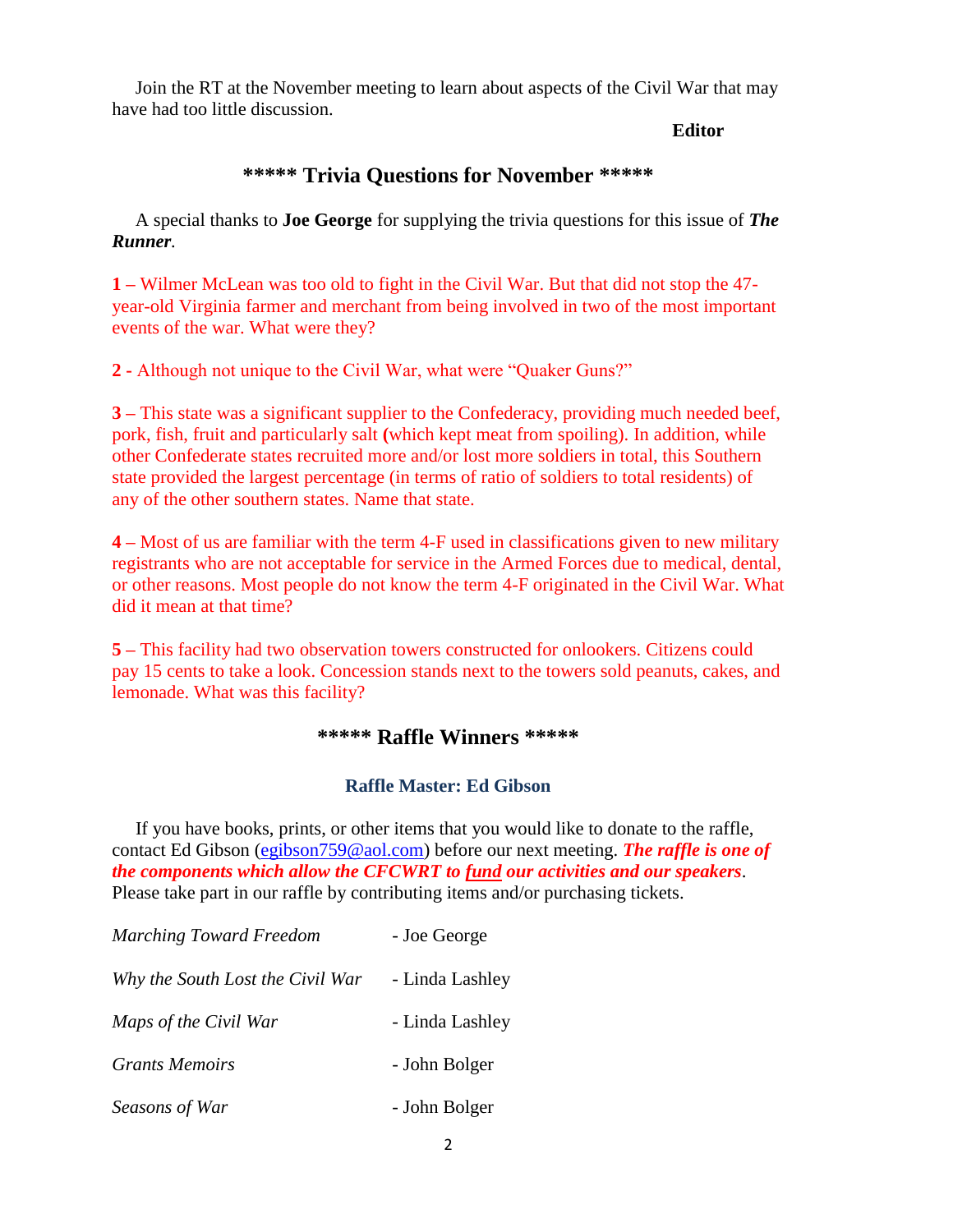Join the RT at the November meeting to learn about aspects of the Civil War that may have had too little discussion.

**Editor**

## ***** Trivia Questions for November *****

A special thanks to **Joe George** for supplying the trivia questions for this issue of ***The Runner***.

**1 –** Wilmer McLean was too old to fight in the Civil War. But that did not stop the 47-year-old Virginia farmer and merchant from being involved in two of the most important events of the war. What were they?

**2 -** Although not unique to the Civil War, what were "Quaker Guns?"

**3 –** This state was a significant supplier to the Confederacy, providing much needed beef, pork, fish, fruit and particularly salt **(**which kept meat from spoiling). In addition, while other Confederate states recruited more and/or lost more soldiers in total, this Southern state provided the largest percentage (in terms of ratio of soldiers to total residents) of any of the other southern states. Name that state.

**4 –** Most of us are familiar with the term 4-F used in classifications given to new military registrants who are not acceptable for service in the Armed Forces due to medical, dental, or other reasons. Most people do not know the term 4-F originated in the Civil War. What did it mean at that time?

**5 –** This facility had two observation towers constructed for onlookers. Citizens could pay 15 cents to take a look. Concession stands next to the towers sold peanuts, cakes, and lemonade. What was this facility?

## ***** Raffle Winners *****

### Raffle Master: Ed Gibson

If you have books, prints, or other items that you would like to donate to the raffle, contact Ed Gibson (egibson759@aol.com) before our next meeting. ***The raffle is one of the components which allow the CFCWRT to fund our activities and our speakers***. Please take part in our raffle by contributing items and/or purchasing tickets.

| | |
|---|---|
| *Marching Toward Freedom* | - Joe George |
| *Why the South Lost the Civil War* | - Linda Lashley |
| *Maps of the Civil War* | - Linda Lashley |
| *Grants Memoirs* | - John Bolger |
| *Seasons of War* | - John Bolger |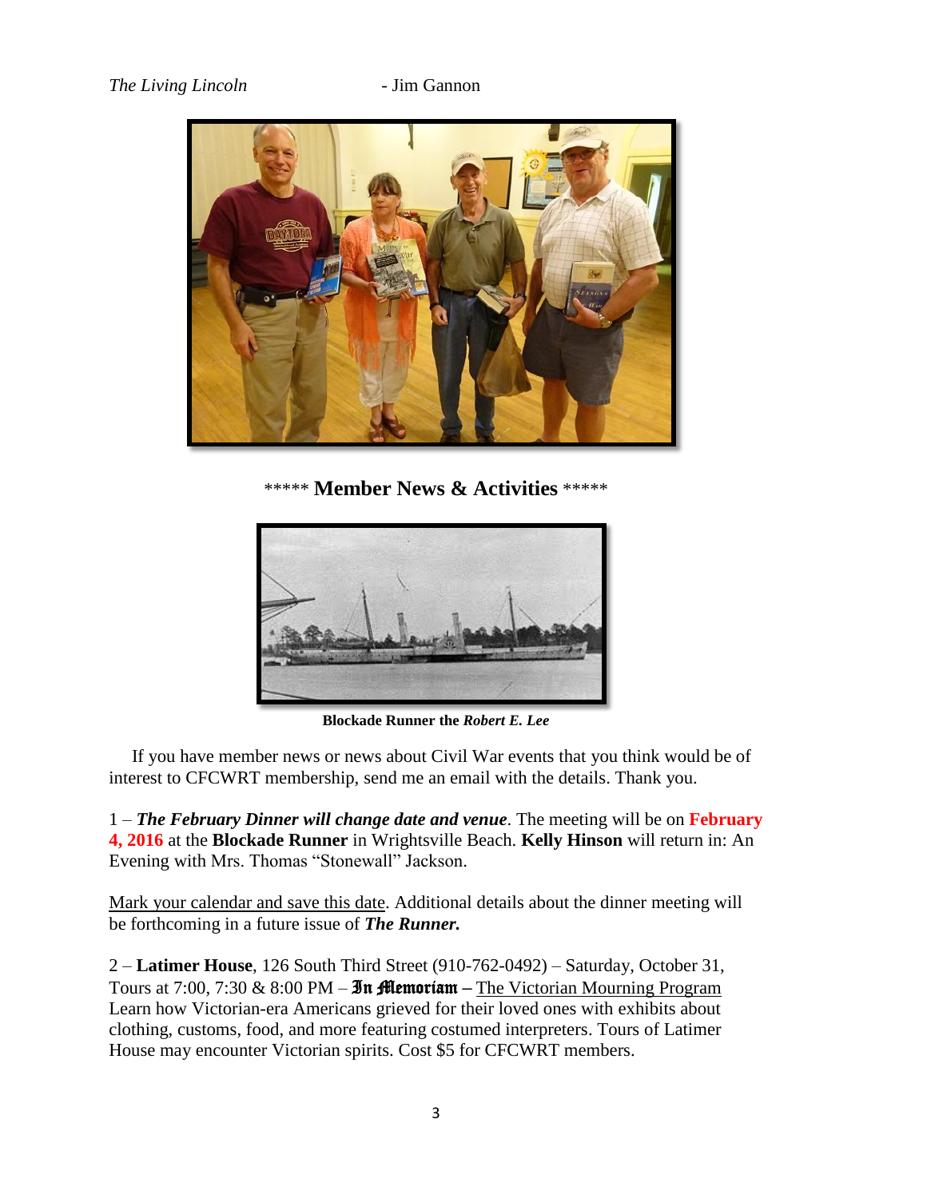*The Living Lincoln* - Jim Gannon

***** **Member News & Activities** *****

**Blockade Runner the *Robert E. Lee***

If you have member news or news about Civil War events that you think would be of interest to CFCWRT membership, send me an email with the details. Thank you.

1 – ***The February Dinner will change date and venue***. The meeting will be on **February 4, 2016** at the **Blockade Runner** in Wrightsville Beach. **Kelly Hinson** will return in: An Evening with Mrs. Thomas "Stonewall" Jackson.

Mark your calendar and save this date. Additional details about the dinner meeting will be forthcoming in a future issue of ***The Runner.***

2 – **Latimer House**, 126 South Third Street (910-762-0492) – Saturday, October 31, Tours at 7:00, 7:30 & 8:00 PM – **In Memoriam –** The Victorian Mourning Program Learn how Victorian-era Americans grieved for their loved ones with exhibits about clothing, customs, food, and more featuring costumed interpreters. Tours of Latimer House may encounter Victorian spirits. Cost $5 for CFCWRT members.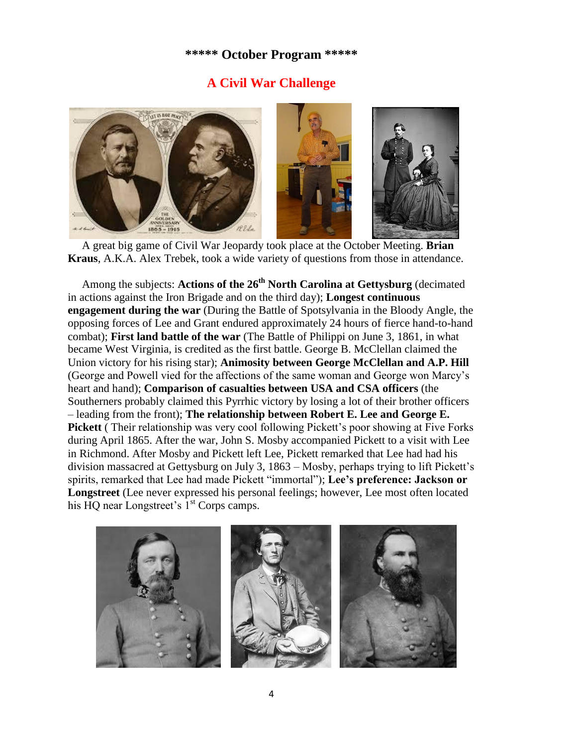## \*\*\*\*\* October Program \*\*\*\*\*

## A Civil War Challenge

A great big game of Civil War Jeopardy took place at the October Meeting. **Brian Kraus**, A.K.A. Alex Trebek, took a wide variety of questions from those in attendance.

Among the subjects: **Actions of the 26th North Carolina at Gettysburg** (decimated in actions against the Iron Brigade and on the third day); **Longest continuous engagement during the war** (During the Battle of Spotsylvania in the Bloody Angle, the opposing forces of Lee and Grant endured approximately 24 hours of fierce hand-to-hand combat); **First land battle of the war** (The Battle of Philippi on June 3, 1861, in what became West Virginia, is credited as the first battle. George B. McClellan claimed the Union victory for his rising star); **Animosity between George McClellan and A.P. Hill** (George and Powell vied for the affections of the same woman and George won Marcy's heart and hand); **Comparison of casualties between USA and CSA officers** (the Southerners probably claimed this Pyrrhic victory by losing a lot of their brother officers – leading from the front); **The relationship between Robert E. Lee and George E. Pickett** ( Their relationship was very cool following Pickett's poor showing at Five Forks during April 1865. After the war, John S. Mosby accompanied Pickett to a visit with Lee in Richmond. After Mosby and Pickett left Lee, Pickett remarked that Lee had had his division massacred at Gettysburg on July 3, 1863 – Mosby, perhaps trying to lift Pickett's spirits, remarked that Lee had made Pickett "immortal"); **Lee's preference: Jackson or Longstreet** (Lee never expressed his personal feelings; however, Lee most often located his HQ near Longstreet's 1st Corps camps.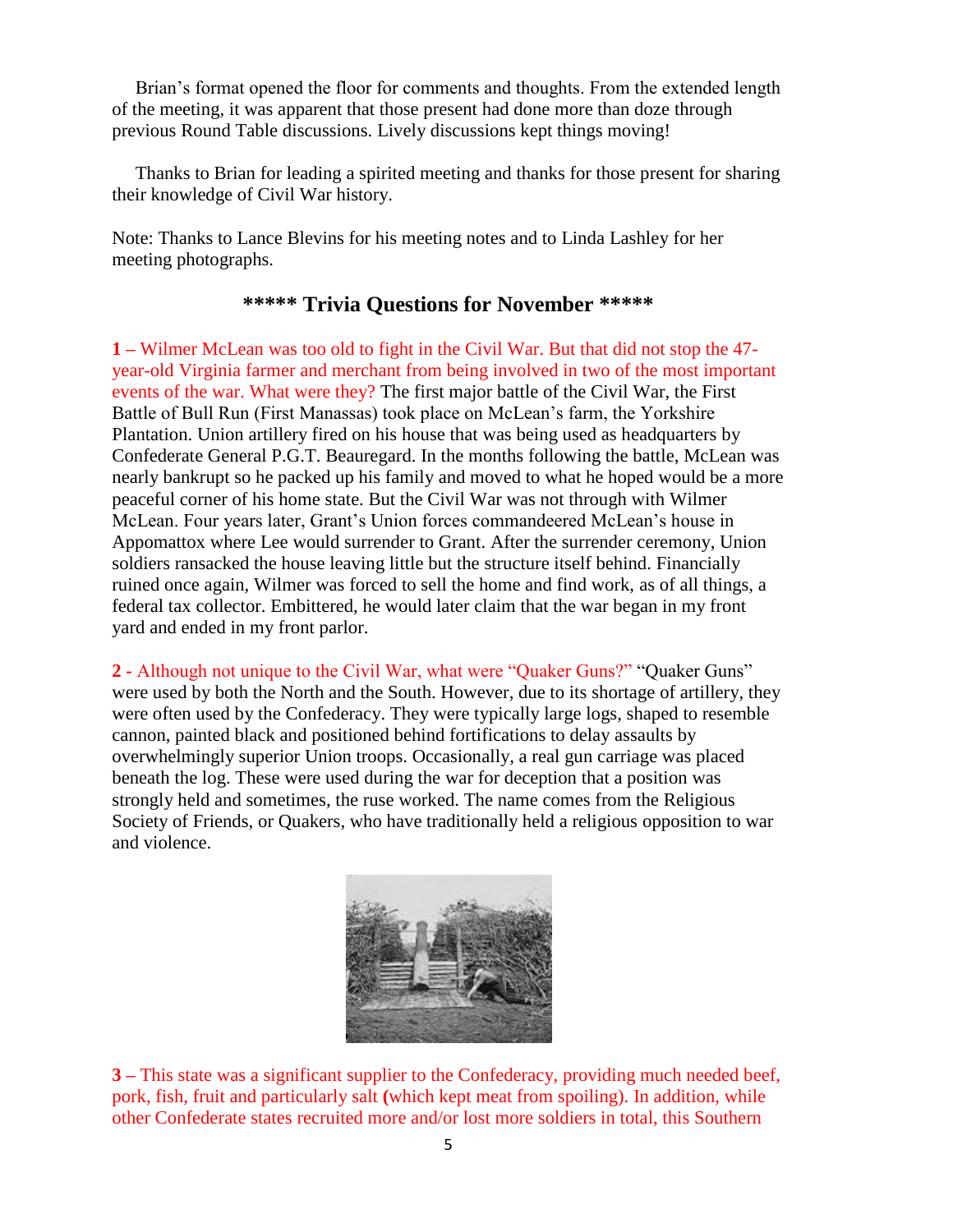Brian's format opened the floor for comments and thoughts. From the extended length of the meeting, it was apparent that those present had done more than doze through previous Round Table discussions. Lively discussions kept things moving!

Thanks to Brian for leading a spirited meeting and thanks for those present for sharing their knowledge of Civil War history.

Note: Thanks to Lance Blevins for his meeting notes and to Linda Lashley for her meeting photographs.

## ***** Trivia Questions for November *****

**1 –** Wilmer McLean was too old to fight in the Civil War. But that did not stop the 47-year-old Virginia farmer and merchant from being involved in two of the most important events of the war. What were they? The first major battle of the Civil War, the First Battle of Bull Run (First Manassas) took place on McLean's farm, the Yorkshire Plantation. Union artillery fired on his house that was being used as headquarters by Confederate General P.G.T. Beauregard. In the months following the battle, McLean was nearly bankrupt so he packed up his family and moved to what he hoped would be a more peaceful corner of his home state. But the Civil War was not through with Wilmer McLean. Four years later, Grant's Union forces commandeered McLean's house in Appomattox where Lee would surrender to Grant. After the surrender ceremony, Union soldiers ransacked the house leaving little but the structure itself behind. Financially ruined once again, Wilmer was forced to sell the home and find work, as of all things, a federal tax collector. Embittered, he would later claim that the war began in my front yard and ended in my front parlor.

**2 -** Although not unique to the Civil War, what were "Quaker Guns?" "Quaker Guns" were used by both the North and the South. However, due to its shortage of artillery, they were often used by the Confederacy. They were typically large logs, shaped to resemble cannon, painted black and positioned behind fortifications to delay assaults by overwhelmingly superior Union troops. Occasionally, a real gun carriage was placed beneath the log. These were used during the war for deception that a position was strongly held and sometimes, the ruse worked. The name comes from the Religious Society of Friends, or Quakers, who have traditionally held a religious opposition to war and violence.

**3 –** This state was a significant supplier to the Confederacy, providing much needed beef, pork, fish, fruit and particularly salt (which kept meat from spoiling). In addition, while other Confederate states recruited more and/or lost more soldiers in total, this Southern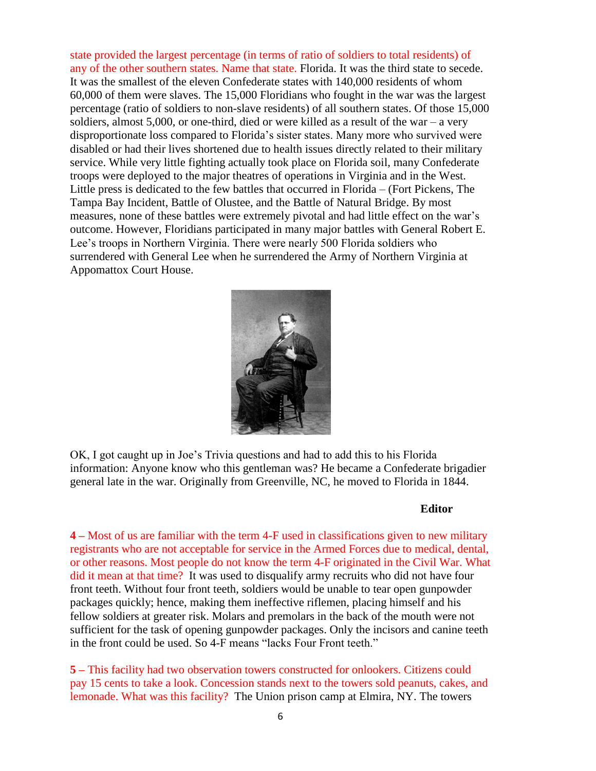state provided the largest percentage (in terms of ratio of soldiers to total residents) of any of the other southern states. Name that state. Florida. It was the third state to secede. It was the smallest of the eleven Confederate states with 140,000 residents of whom 60,000 of them were slaves. The 15,000 Floridians who fought in the war was the largest percentage (ratio of soldiers to non-slave residents) of all southern states. Of those 15,000 soldiers, almost 5,000, or one-third, died or were killed as a result of the war – a very disproportionate loss compared to Florida's sister states. Many more who survived were disabled or had their lives shortened due to health issues directly related to their military service. While very little fighting actually took place on Florida soil, many Confederate troops were deployed to the major theatres of operations in Virginia and in the West. Little press is dedicated to the few battles that occurred in Florida – (Fort Pickens, The Tampa Bay Incident, Battle of Olustee, and the Battle of Natural Bridge. By most measures, none of these battles were extremely pivotal and had little effect on the war's outcome. However, Floridians participated in many major battles with General Robert E. Lee's troops in Northern Virginia. There were nearly 500 Florida soldiers who surrendered with General Lee when he surrendered the Army of Northern Virginia at Appomattox Court House.

OK, I got caught up in Joe's Trivia questions and had to add this to his Florida information: Anyone know who this gentleman was? He became a Confederate brigadier general late in the war. Originally from Greenville, NC, he moved to Florida in 1844.

**Editor**

**4** – Most of us are familiar with the term 4-F used in classifications given to new military registrants who are not acceptable for service in the Armed Forces due to medical, dental, or other reasons. Most people do not know the term 4-F originated in the Civil War. What did it mean at that time? It was used to disqualify army recruits who did not have four front teeth. Without four front teeth, soldiers would be unable to tear open gunpowder packages quickly; hence, making them ineffective riflemen, placing himself and his fellow soldiers at greater risk. Molars and premolars in the back of the mouth were not sufficient for the task of opening gunpowder packages. Only the incisors and canine teeth in the front could be used. So 4-F means "lacks Four Front teeth."

**5** – This facility had two observation towers constructed for onlookers. Citizens could pay 15 cents to take a look. Concession stands next to the towers sold peanuts, cakes, and lemonade. What was this facility? The Union prison camp at Elmira, NY. The towers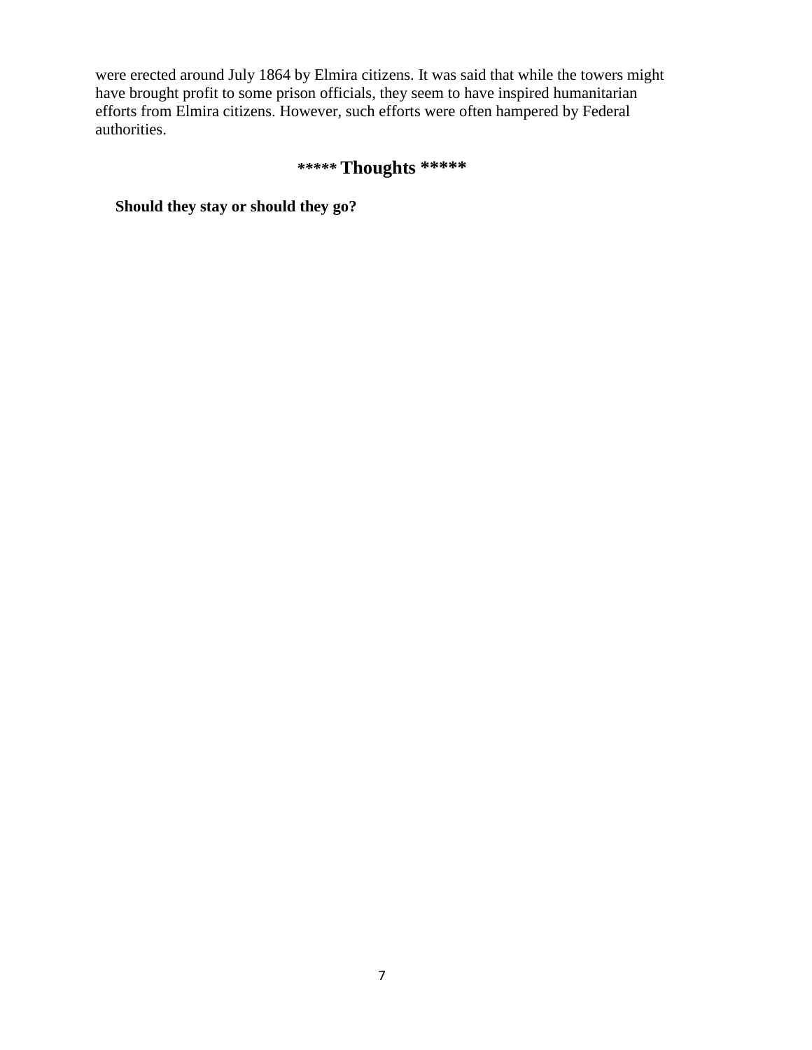were erected around July 1864 by Elmira citizens. It was said that while the towers might have brought profit to some prison officials, they seem to have inspired humanitarian efforts from Elmira citizens. However, such efforts were often hampered by Federal authorities.

## ***** Thoughts *****

**Should they stay or should they go?**